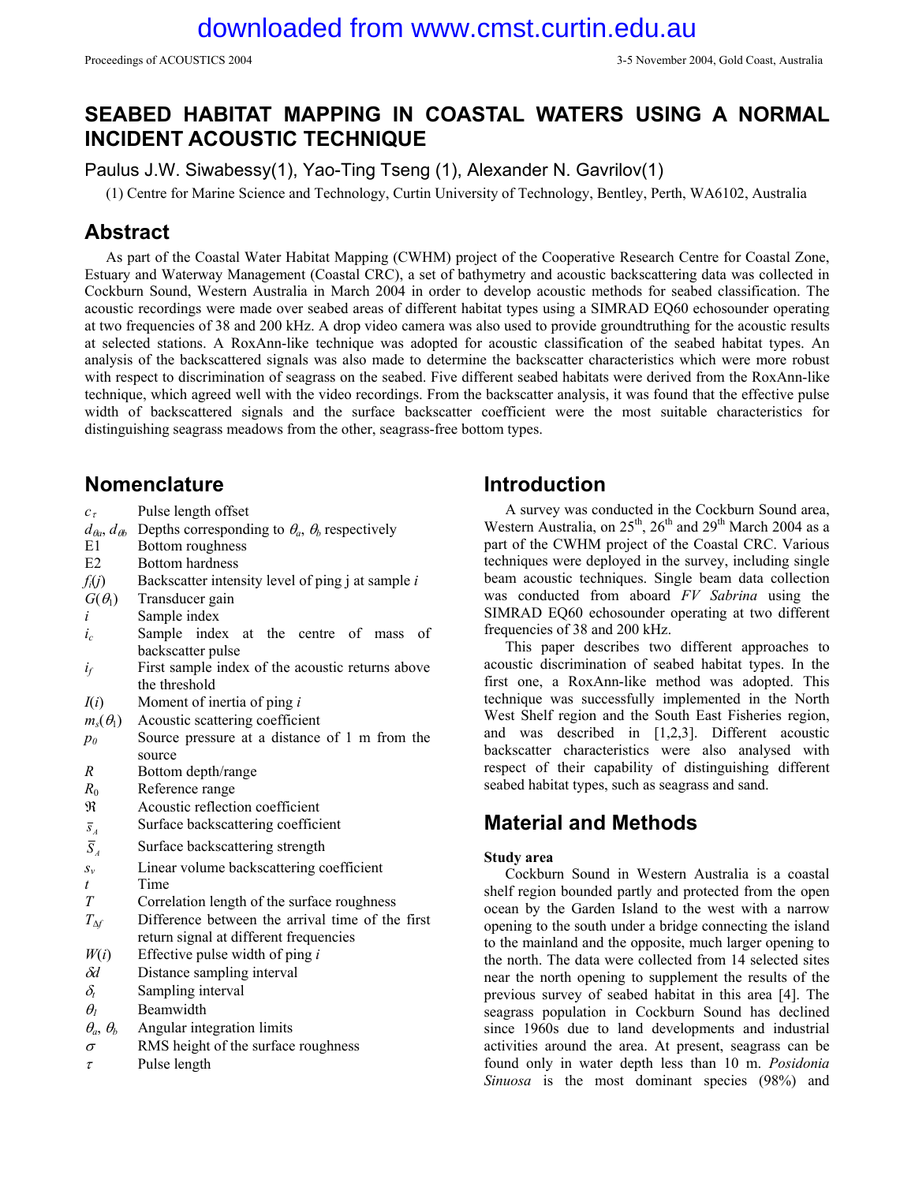# SEABED HABITAT MAPPING IN COASTAL WATERS USING A NORMAL INCIDENT ACOUSTIC TECHNIQUE

Paulus J.W. Siwabessy(1), Yao-Ting Tseng (1), Alexander N. Gavrilov(1)

(1) Centre for Marine Science and Technology, Curtin University of Technology, Bentley, Perth, WA6102, Australia

## Abstract

As part of the Coastal Water Habitat Mapping (CWHM) project of the Cooperative Research Centre for Coastal Zone, Estuary and Waterway Management (Coastal CRC), a set of bathymetry and acoustic backscattering data was collected in Cockburn Sound, Western Australia in March 2004 in order to develop acoustic methods for seabed classification. The acoustic recordings were made over seabed areas of different habitat types using a SIMRAD EQ60 echosounder operating at two frequencies of 38 and 200 kHz. A drop video camera was also used to provide groundtruthing for the acoustic results at selected stations. A RoxAnn-like technique was adopted for acoustic classification of the seabed habitat types. An analysis of the backscattered signals was also made to determine the backscatter characteristics which were more robust with respect to discrimination of seagrass on the seabed. Five different seabed habitats were derived from the RoxAnn-like technique, which agreed well with the video recordings. From the backscatter analysis, it was found that the effective pulse width of backscattered signals and the surface backscatter coefficient were the most suitable characteristics for distinguishing seagrass meadows from the other, seagrass-free bottom types.

## Nomenclature

| | |
|---|---|
| $c_\tau$ | Pulse length offset |
| $d_{\theta a}$, $d_{\theta b}$ | Depths corresponding to $\theta_a$, $\theta_b$ respectively |
| E1 | Bottom roughness |
| E2 | Bottom hardness |
| $f_i(j)$ | Backscatter intensity level of ping j at sample $i$ |
| $G(\theta_1)$ | Transducer gain |
| $i$ | Sample index |
| $i_c$ | Sample index at the centre of mass of backscatter pulse |
| $i_f$ | First sample index of the acoustic returns above the threshold |
| $I(i)$ | Moment of inertia of ping $i$ |
| $m_s(\theta_1)$ | Acoustic scattering coefficient |
| $p_0$ | Source pressure at a distance of 1 m from the source |
| $R$ | Bottom depth/range |
| $R_0$ | Reference range |
| $\Re$ | Acoustic reflection coefficient |
| $\bar{s}_A$ | Surface backscattering coefficient |
| $\bar{S}_A$ | Surface backscattering strength |
| $s_v$ | Linear volume backscattering coefficient |
| $t$ | Time |
| $T$ | Correlation length of the surface roughness |
| $T_{\Delta f}$ | Difference between the arrival time of the first return signal at different frequencies |
| $W(i)$ | Effective pulse width of ping $i$ |
| $\delta d$ | Distance sampling interval |
| $\delta_t$ | Sampling interval |
| $\theta_I$ | Beamwidth |
| $\theta_a$, $\theta_b$ | Angular integration limits |
| $\sigma$ | RMS height of the surface roughness |
| $\tau$ | Pulse length |

## Introduction

A survey was conducted in the Cockburn Sound area, Western Australia, on 25th, 26th and 29th March 2004 as a part of the CWHM project of the Coastal CRC. Various techniques were deployed in the survey, including single beam acoustic techniques. Single beam data collection was conducted from aboard *FV Sabrina* using the SIMRAD EQ60 echosounder operating at two different frequencies of 38 and 200 kHz.

This paper describes two different approaches to acoustic discrimination of seabed habitat types. In the first one, a RoxAnn-like method was adopted. This technique was successfully implemented in the North West Shelf region and the South East Fisheries region, and was described in [1,2,3]. Different acoustic backscatter characteristics were also analysed with respect of their capability of distinguishing different seabed habitat types, such as seagrass and sand.

## Material and Methods

### Study area

Cockburn Sound in Western Australia is a coastal shelf region bounded partly and protected from the open ocean by the Garden Island to the west with a narrow opening to the south under a bridge connecting the island to the mainland and the opposite, much larger opening to the north. The data were collected from 14 selected sites near the north opening to supplement the results of the previous survey of seabed habitat in this area [4]. The seagrass population in Cockburn Sound has declined since 1960s due to land developments and industrial activities around the area. At present, seagrass can be found only in water depth less than 10 m. *Posidonia Sinuosa* is the most dominant species (98%) and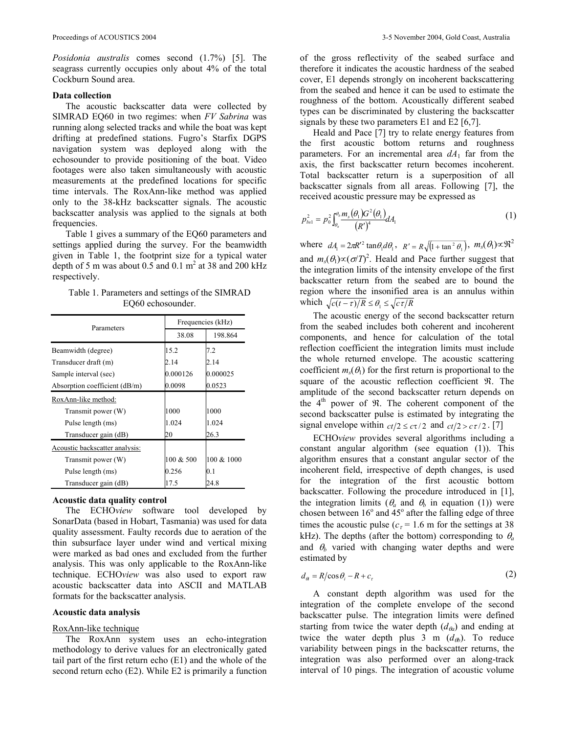*Posidonia australis* comes second (1.7%) [5]. The seagrass currently occupies only about 4% of the total Cockburn Sound area.

**Data collection**

The acoustic backscatter data were collected by SIMRAD EQ60 in two regimes: when *FV Sabrina* was running along selected tracks and while the boat was kept drifting at predefined stations. Fugro's Starfix DGPS navigation system was deployed along with the echosounder to provide positioning of the boat. Video footages were also taken simultaneously with acoustic measurements at the predefined locations for specific time intervals. The RoxAnn-like method was applied only to the 38-kHz backscatter signals. The acoustic backscatter analysis was applied to the signals at both frequencies.

Table 1 gives a summary of the EQ60 parameters and settings applied during the survey. For the beamwidth given in Table 1, the footprint size for a typical water depth of 5 m was about 0.5 and 0.1 m$^2$ at 38 and 200 kHz respectively.

Table 1. Parameters and settings of the SIMRAD EQ60 echosounder.

| Parameters | Frequencies (kHz) | |
|---|---|---|
| | 38.08 | 198.864 |
| Beamwidth (degree) | 15.2 | 7.2 |
| Transducer draft (m) | 2.14 | 2.14 |
| Sample interval (sec) | 0.000126 | 0.000025 |
| Absorption coefficient (dB/m) | 0.0098 | 0.0523 |
| RoxAnn-like method: | | |
| Transmit power (W) | 1000 | 1000 |
| Pulse length (ms) | 1.024 | 1.024 |
| Transducer gain (dB) | 20 | 26.3 |
| Acoustic backscatter analysis: | | |
| Transmit power (W) | 100 & 500 | 100 & 1000 |
| Pulse length (ms) | 0.256 | 0.1 |
| Transducer gain (dB) | 17.5 | 24.8 |

**Acoustic data quality control**

The ECHO*view* software tool developed by SonarData (based in Hobart, Tasmania) was used for data quality assessment. Faulty records due to aeration of the thin subsurface layer under wind and vertical mixing were marked as bad ones and excluded from the further analysis. This was only applicable to the RoxAnn-like technique. ECHO*view* was also used to export raw acoustic backscatter data into ASCII and MATLAB formats for the backscatter analysis.

**Acoustic data analysis**

RoxAnn-like technique

The RoxAnn system uses an echo-integration methodology to derive values for an electronically gated tail part of the first return echo (E1) and the whole of the second return echo (E2). While E2 is primarily a function of the gross reflectivity of the seabed surface and therefore it indicates the acoustic hardness of the seabed cover, E1 depends strongly on incoherent backscattering from the seabed and hence it can be used to estimate the roughness of the bottom. Acoustically different seabed types can be discriminated by clustering the backscatter signals by these two parameters E1 and E2 [6,7].

Heald and Pace [7] try to relate energy features from the first acoustic bottom returns and roughness parameters. For an incremental area $dA_1$ far from the axis, the first backscatter return becomes incoherent. Total backscatter return is a superposition of all backscatter signals from all areas. Following [7], the received acoustic pressure may be expressed as

$$p_{bs1}^2 = p_0^2 \int_{\theta_a}^{\theta_b} \frac{m_s(\theta_1) G^2(\theta_1)}{(R')^4} dA_1 \tag{1}$$

where $dA_1 = 2\pi R'^2 \tan\theta_1 d\theta_1$, $R' = R\sqrt{(1+\tan^2\theta_1)}$, $m_s(\theta_1) \propto \Re^2$ and $m_s(\theta_1) \propto (\sigma/T)^2$. Heald and Pace further suggest that the integration limits of the intensity envelope of the first backscatter return from the seabed are to bound the region where the insonified area is an annulus within which $\sqrt{c(t-\tau)/R} \le \theta_1 \le \sqrt{c\tau/R}$

The acoustic energy of the second backscatter return from the seabed includes both coherent and incoherent components, and hence for calculation of the total reflection coefficient the integration limits must include the whole returned envelope. The acoustic scattering coefficient $m_s(\theta_1)$ for the first return is proportional to the square of the acoustic reflection coefficient $\Re$. The amplitude of the second backscatter return depends on the 4$^{th}$ power of $\Re$. The coherent component of the second backscatter pulse is estimated by integrating the signal envelope within $ct/2 \le c\tau/2$ and $ct/2 > c\tau/2$. [7]

ECHO*view* provides several algorithms including a constant angular algorithm (see equation (1)). This algorithm ensures that a constant angular sector of the incoherent field, irrespective of depth changes, is used for the integration of the first acoustic bottom backscatter. Following the procedure introduced in [1], the integration limits ($\theta_a$ and $\theta_b$ in equation (1)) were chosen between 16$^o$ and 45$^o$ after the falling edge of three times the acoustic pulse ($c_\tau$ = 1.6 m for the settings at 38 kHz). The depths (after the bottom) corresponding to $\theta_a$ and $\theta_b$ varied with changing water depths and were estimated by

$$d_{\theta i} = R/\cos\theta_i - R + c_\tau \tag{2}$$

A constant depth algorithm was used for the integration of the complete envelope of the second backscatter pulse. The integration limits were defined starting from twice the water depth ($d_{\theta a}$) and ending at twice the water depth plus 3 m ($d_{\theta b}$). To reduce variability between pings in the backscatter returns, the integration was also performed over an along-track interval of 10 pings. The integration of acoustic volume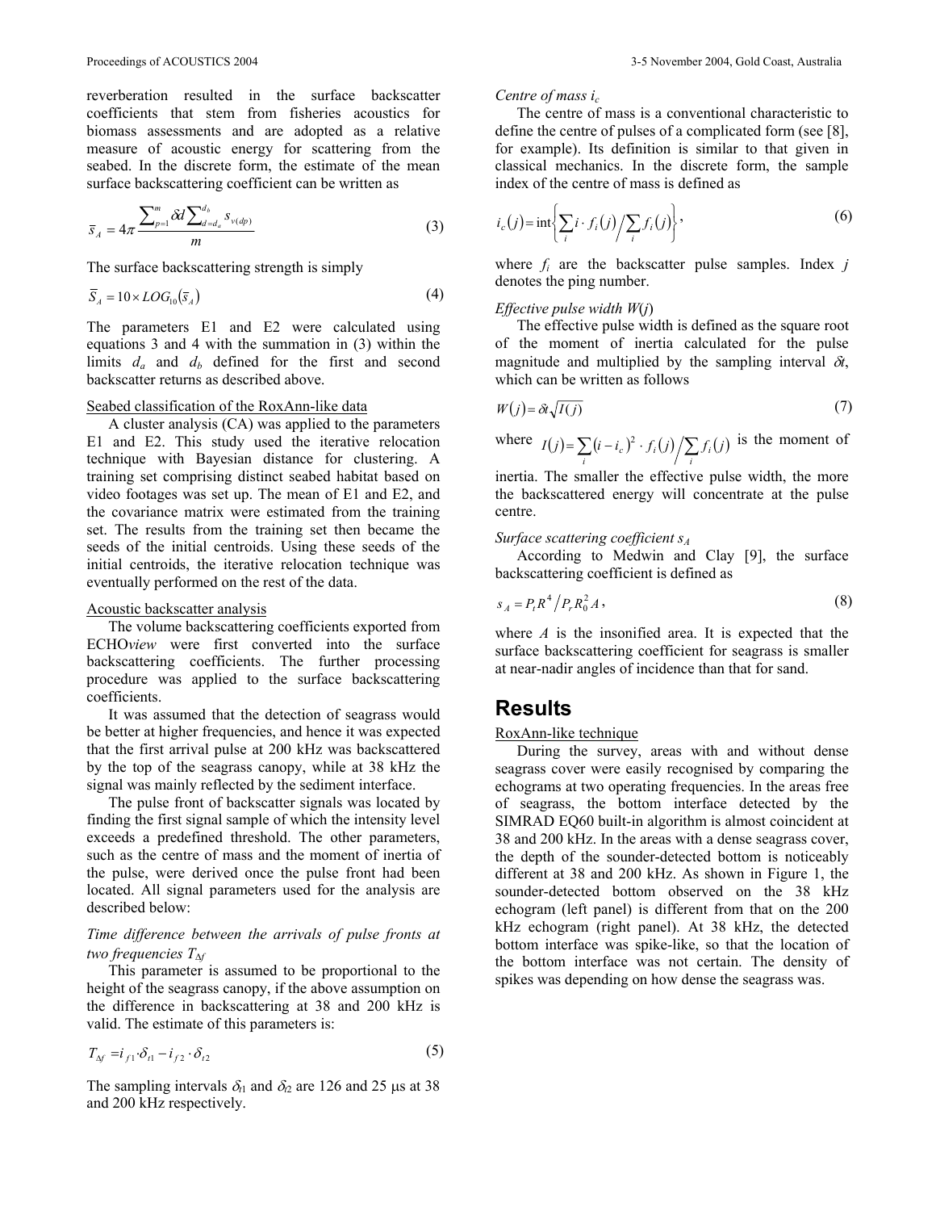reverberation resulted in the surface backscatter coefficients that stem from fisheries acoustics for biomass assessments and are adopted as a relative measure of acoustic energy for scattering from the seabed. In the discrete form, the estimate of the mean surface backscattering coefficient can be written as

$$\bar{s}_A = 4\pi \frac{\sum_{p=1}^{m} \delta d \sum_{d=d_a}^{d_b} s_{v(dp)}}{m} \tag{3}$$

The surface backscattering strength is simply

$$\bar{S}_A = 10 \times LOG_{10}(\bar{s}_A) \tag{4}$$

The parameters E1 and E2 were calculated using equations 3 and 4 with the summation in (3) within the limits $d_a$ and $d_b$ defined for the first and second backscatter returns as described above.

Seabed classification of the RoxAnn-like data

A cluster analysis (CA) was applied to the parameters E1 and E2. This study used the iterative relocation technique with Bayesian distance for clustering. A training set comprising distinct seabed habitat based on video footages was set up. The mean of E1 and E2, and the covariance matrix were estimated from the training set. The results from the training set then became the seeds of the initial centroids. Using these seeds of the initial centroids, the iterative relocation technique was eventually performed on the rest of the data.

Acoustic backscatter analysis

The volume backscattering coefficients exported from ECHO*view* were first converted into the surface backscattering coefficients. The further processing procedure was applied to the surface backscattering coefficients.

It was assumed that the detection of seagrass would be better at higher frequencies, and hence it was expected that the first arrival pulse at 200 kHz was backscattered by the top of the seagrass canopy, while at 38 kHz the signal was mainly reflected by the sediment interface.

The pulse front of backscatter signals was located by finding the first signal sample of which the intensity level exceeds a predefined threshold. The other parameters, such as the centre of mass and the moment of inertia of the pulse, were derived once the pulse front had been located. All signal parameters used for the analysis are described below:

*Time difference between the arrivals of pulse fronts at two frequencies $T_{\Delta f}$*

This parameter is assumed to be proportional to the height of the seagrass canopy, if the above assumption on the difference in backscattering at 38 and 200 kHz is valid. The estimate of this parameters is:

$$T_{\Delta f} = i_{f1} \cdot \delta_{t1} - i_{f2} \cdot \delta_{t2} \tag{5}$$

The sampling intervals $\delta_{t1}$ and $\delta_{t2}$ are 126 and 25 μs at 38 and 200 kHz respectively.

*Centre of mass $i_c$*

The centre of mass is a conventional characteristic to define the centre of pulses of a complicated form (see [8], for example). Its definition is similar to that given in classical mechanics. In the discrete form, the sample index of the centre of mass is defined as

$$i_c(j) = \text{int}\left\{ \sum_i i \cdot f_i(j) \Big/ \sum_i f_i(j) \right\}, \tag{6}$$

where $f_i$ are the backscatter pulse samples. Index $j$ denotes the ping number.

*Effective pulse width $W(j)$*

The effective pulse width is defined as the square root of the moment of inertia calculated for the pulse magnitude and multiplied by the sampling interval $\delta t$, which can be written as follows

$$W(j) = \delta t \sqrt{I(j)} \tag{7}$$

where $I(j) = \sum_i (i - i_c)^2 \cdot f_i(j) \Big/ \sum_i f_i(j)$ is the moment of inertia. The smaller the effective pulse width, the more the backscattered energy will concentrate at the pulse centre.

*Surface scattering coefficient $s_A$*

According to Medwin and Clay [9], the surface backscattering coefficient is defined as

$$s_A = P_t R^4 \big/ P_r R_0^2 A, \tag{8}$$

where $A$ is the insonified area. It is expected that the surface backscattering coefficient for seagrass is smaller at near-nadir angles of incidence than that for sand.

# Results

RoxAnn-like technique

During the survey, areas with and without dense seagrass cover were easily recognised by comparing the echograms at two operating frequencies. In the areas free of seagrass, the bottom interface detected by the SIMRAD EQ60 built-in algorithm is almost coincident at 38 and 200 kHz. In the areas with a dense seagrass cover, the depth of the sounder-detected bottom is noticeably different at 38 and 200 kHz. As shown in Figure 1, the sounder-detected bottom observed on the 38 kHz echogram (left panel) is different from that on the 200 kHz echogram (right panel). At 38 kHz, the detected bottom interface was spike-like, so that the location of the bottom interface was not certain. The density of spikes was depending on how dense the seagrass was.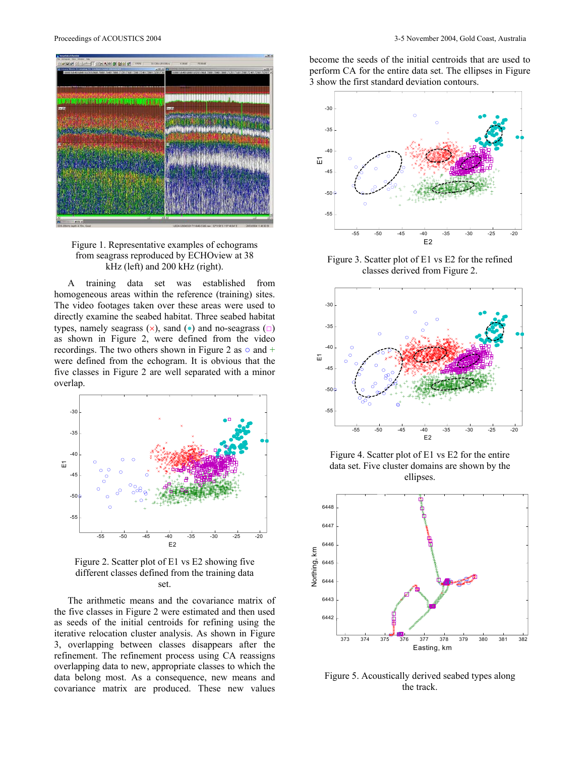Figure 1. Representative examples of echograms from seagrass reproduced by ECHOview at 38 kHz (left) and 200 kHz (right).

A training data set was established from homogeneous areas within the reference (training) sites. The video footages taken over these areas were used to directly examine the seabed habitat. Three seabed habitat types, namely seagrass (×), sand (•) and no-seagrass (□) as shown in Figure 2, were defined from the video recordings. The two others shown in Figure 2 as ○ and + were defined from the echogram. It is obvious that the five classes in Figure 2 are well separated with a minor overlap.

Figure 2. Scatter plot of E1 vs E2 showing five different classes defined from the training data set.

The arithmetic means and the covariance matrix of the five classes in Figure 2 were estimated and then used as seeds of the initial centroids for refining using the iterative relocation cluster analysis. As shown in Figure 3, overlapping between classes disappears after the refinement. The refinement process using CA reassigns overlapping data to new, appropriate classes to which the data belong most. As a consequence, new means and covariance matrix are produced. These new values become the seeds of the initial centroids that are used to perform CA for the entire data set. The ellipses in Figure 3 show the first standard deviation contours.

Figure 3. Scatter plot of E1 vs E2 for the refined classes derived from Figure 2.

Figure 4. Scatter plot of E1 vs E2 for the entire data set. Five cluster domains are shown by the ellipses.

Figure 5. Acoustically derived seabed types along the track.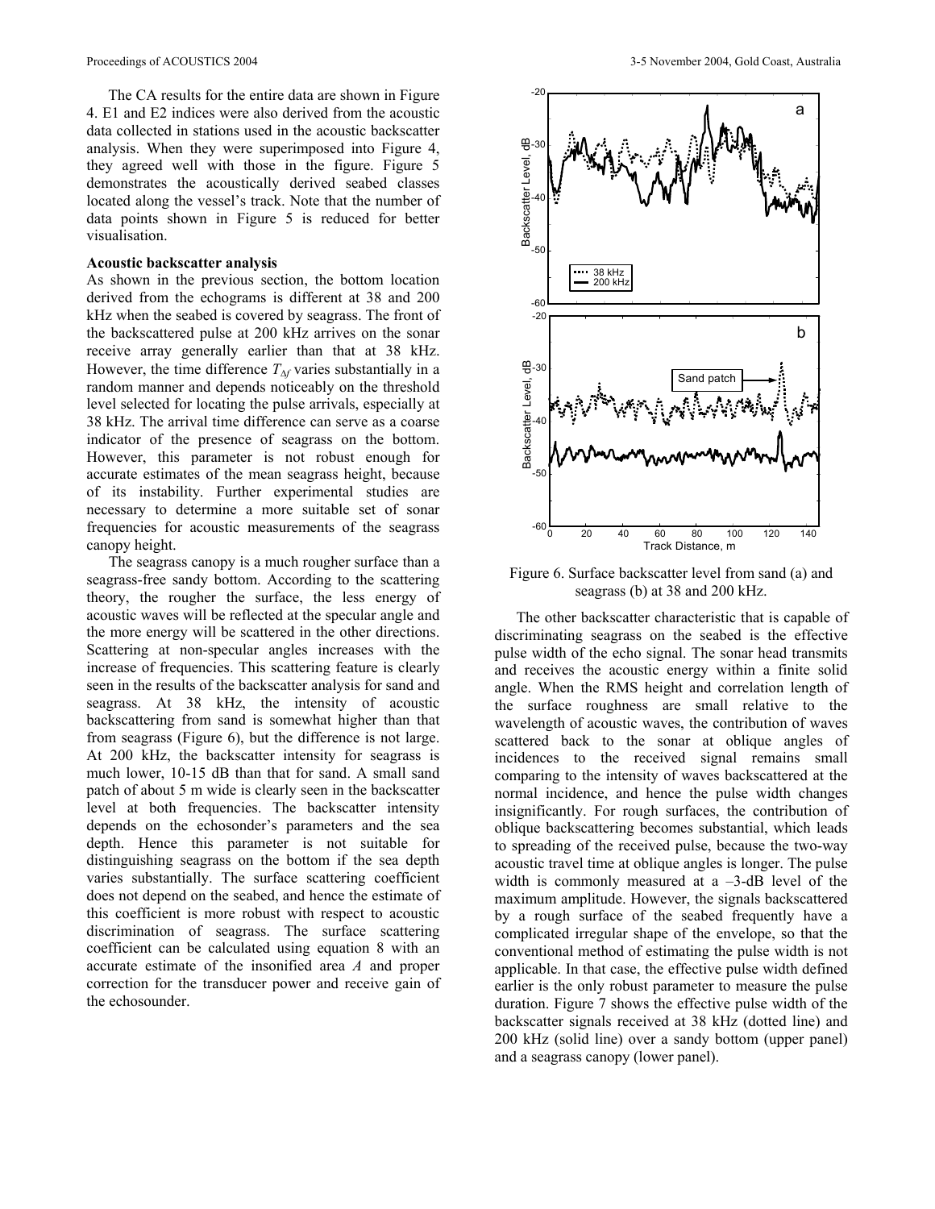The CA results for the entire data are shown in Figure 4. E1 and E2 indices were also derived from the acoustic data collected in stations used in the acoustic backscatter analysis. When they were superimposed into Figure 4, they agreed well with those in the figure. Figure 5 demonstrates the acoustically derived seabed classes located along the vessel's track. Note that the number of data points shown in Figure 5 is reduced for better visualisation.

**Acoustic backscatter analysis**

As shown in the previous section, the bottom location derived from the echograms is different at 38 and 200 kHz when the seabed is covered by seagrass. The front of the backscattered pulse at 200 kHz arrives on the sonar receive array generally earlier than that at 38 kHz. However, the time difference $T_{\Delta f}$ varies substantially in a random manner and depends noticeably on the threshold level selected for locating the pulse arrivals, especially at 38 kHz. The arrival time difference can serve as a coarse indicator of the presence of seagrass on the bottom. However, this parameter is not robust enough for accurate estimates of the mean seagrass height, because of its instability. Further experimental studies are necessary to determine a more suitable set of sonar frequencies for acoustic measurements of the seagrass canopy height.

The seagrass canopy is a much rougher surface than a seagrass-free sandy bottom. According to the scattering theory, the rougher the surface, the less energy of acoustic waves will be reflected at the specular angle and the more energy will be scattered in the other directions. Scattering at non-specular angles increases with the increase of frequencies. This scattering feature is clearly seen in the results of the backscatter analysis for sand and seagrass. At 38 kHz, the intensity of acoustic backscattering from sand is somewhat higher than that from seagrass (Figure 6), but the difference is not large. At 200 kHz, the backscatter intensity for seagrass is much lower, 10-15 dB than that for sand. A small sand patch of about 5 m wide is clearly seen in the backscatter level at both frequencies. The backscatter intensity depends on the echosounder's parameters and the sea depth. Hence this parameter is not suitable for distinguishing seagrass on the bottom if the sea depth varies substantially. The surface scattering coefficient does not depend on the seabed, and hence the estimate of this coefficient is more robust with respect to acoustic discrimination of seagrass. The surface scattering coefficient can be calculated using equation 8 with an accurate estimate of the insonified area $A$ and proper correction for the transducer power and receive gain of the echosounder.

Figure 6. Surface backscatter level from sand (a) and seagrass (b) at 38 and 200 kHz.

The other backscatter characteristic that is capable of discriminating seagrass on the seabed is the effective pulse width of the echo signal. The sonar head transmits and receives the acoustic energy within a finite solid angle. When the RMS height and correlation length of the surface roughness are small relative to the wavelength of acoustic waves, the contribution of waves scattered back to the sonar at oblique angles of incidences to the received signal remains small comparing to the intensity of waves backscattered at the normal incidence, and hence the pulse width changes insignificantly. For rough surfaces, the contribution of oblique backscattering becomes substantial, which leads to spreading of the received pulse, because the two-way acoustic travel time at oblique angles is longer. The pulse width is commonly measured at a –3-dB level of the maximum amplitude. However, the signals backscattered by a rough surface of the seabed frequently have a complicated irregular shape of the envelope, so that the conventional method of estimating the pulse width is not applicable. In that case, the effective pulse width defined earlier is the only robust parameter to measure the pulse duration. Figure 7 shows the effective pulse width of the backscatter signals received at 38 kHz (dotted line) and 200 kHz (solid line) over a sandy bottom (upper panel) and a seagrass canopy (lower panel).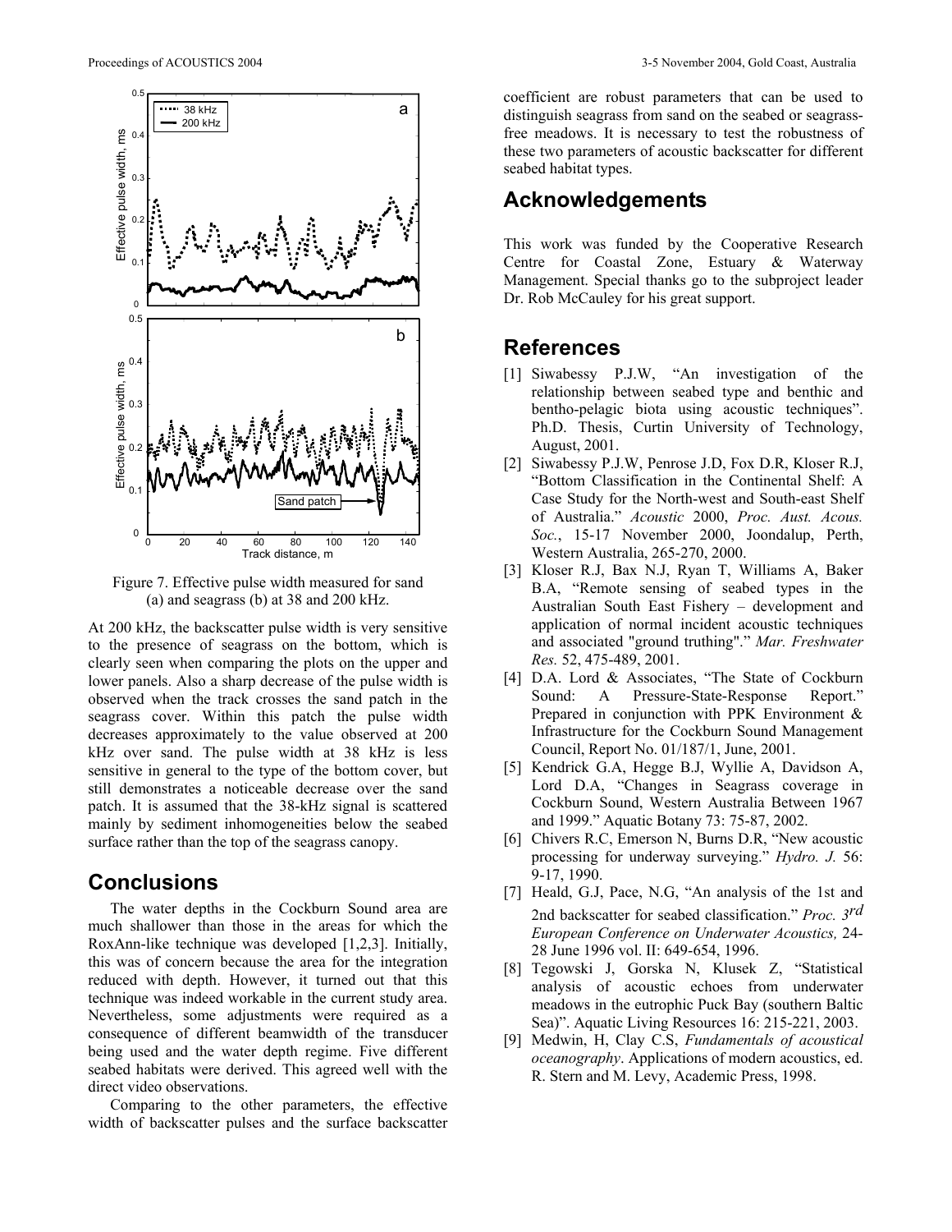0.5

a

38 kHz

200 kHz

Effective pulse width, ms

0.4

0.3

0.2

0.1

0

0.5

b

Effective pulse width, ms

0.4

0.3

0.2

0.1

Sand patch

0

0 20 40 60 80 100 120 140

Track distance, m

Figure 7. Effective pulse width measured for sand (a) and seagrass (b) at 38 and 200 kHz.

At 200 kHz, the backscatter pulse width is very sensitive to the presence of seagrass on the bottom, which is clearly seen when comparing the plots on the upper and lower panels. Also a sharp decrease of the pulse width is observed when the track crosses the sand patch in the seagrass cover. Within this patch the pulse width decreases approximately to the value observed at 200 kHz over sand. The pulse width at 38 kHz is less sensitive in general to the type of the bottom cover, but still demonstrates a noticeable decrease over the sand patch. It is assumed that the 38-kHz signal is scattered mainly by sediment inhomogeneities below the seabed surface rather than the top of the seagrass canopy.

## Conclusions

The water depths in the Cockburn Sound area are much shallower than those in the areas for which the RoxAnn-like technique was developed [1,2,3]. Initially, this was of concern because the area for the integration reduced with depth. However, it turned out that this technique was indeed workable in the current study area. Nevertheless, some adjustments were required as a consequence of different beamwidth of the transducer being used and the water depth regime. Five different seabed habitats were derived. This agreed well with the direct video observations.

Comparing to the other parameters, the effective width of backscatter pulses and the surface backscatter coefficient are robust parameters that can be used to distinguish seagrass from sand on the seabed or seagrass-free meadows. It is necessary to test the robustness of these two parameters of acoustic backscatter for different seabed habitat types.

## Acknowledgements

This work was funded by the Cooperative Research Centre for Coastal Zone, Estuary & Waterway Management. Special thanks go to the subproject leader Dr. Rob McCauley for his great support.

## References

[1] Siwabessy P.J.W, "An investigation of the relationship between seabed type and benthic and bentho-pelagic biota using acoustic techniques". Ph.D. Thesis, Curtin University of Technology, August, 2001.

[2] Siwabessy P.J.W, Penrose J.D, Fox D.R, Kloser R.J, "Bottom Classification in the Continental Shelf: A Case Study for the North-west and South-east Shelf of Australia." *Acoustic* 2000, *Proc. Aust. Acous. Soc.*, 15-17 November 2000, Joondalup, Perth, Western Australia, 265-270, 2000.

[3] Kloser R.J, Bax N.J, Ryan T, Williams A, Baker B.A, "Remote sensing of seabed types in the Australian South East Fishery – development and application of normal incident acoustic techniques and associated "ground truthing"." *Mar. Freshwater Res.* 52, 475-489, 2001.

[4] D.A. Lord & Associates, "The State of Cockburn Sound: A Pressure-State-Response Report." Prepared in conjunction with PPK Environment & Infrastructure for the Cockburn Sound Management Council, Report No. 01/187/1, June, 2001.

[5] Kendrick G.A, Hegge B.J, Wyllie A, Davidson A, Lord D.A, "Changes in Seagrass coverage in Cockburn Sound, Western Australia Between 1967 and 1999." Aquatic Botany 73: 75-87, 2002.

[6] Chivers R.C, Emerson N, Burns D.R, "New acoustic processing for underway surveying." *Hydro. J.* 56: 9-17, 1990.

[7] Heald, G.J, Pace, N.G, "An analysis of the 1st and 2nd backscatter for seabed classification." *Proc. 3rd European Conference on Underwater Acoustics,* 24-28 June 1996 vol. II: 649-654, 1996.

[8] Tegowski J, Gorska N, Klusek Z, "Statistical analysis of acoustic echoes from underwater meadows in the eutrophic Puck Bay (southern Baltic Sea)". Aquatic Living Resources 16: 215-221, 2003.

[9] Medwin, H, Clay C.S, *Fundamentals of acoustical oceanography*. Applications of modern acoustics, ed. R. Stern and M. Levy, Academic Press, 1998.